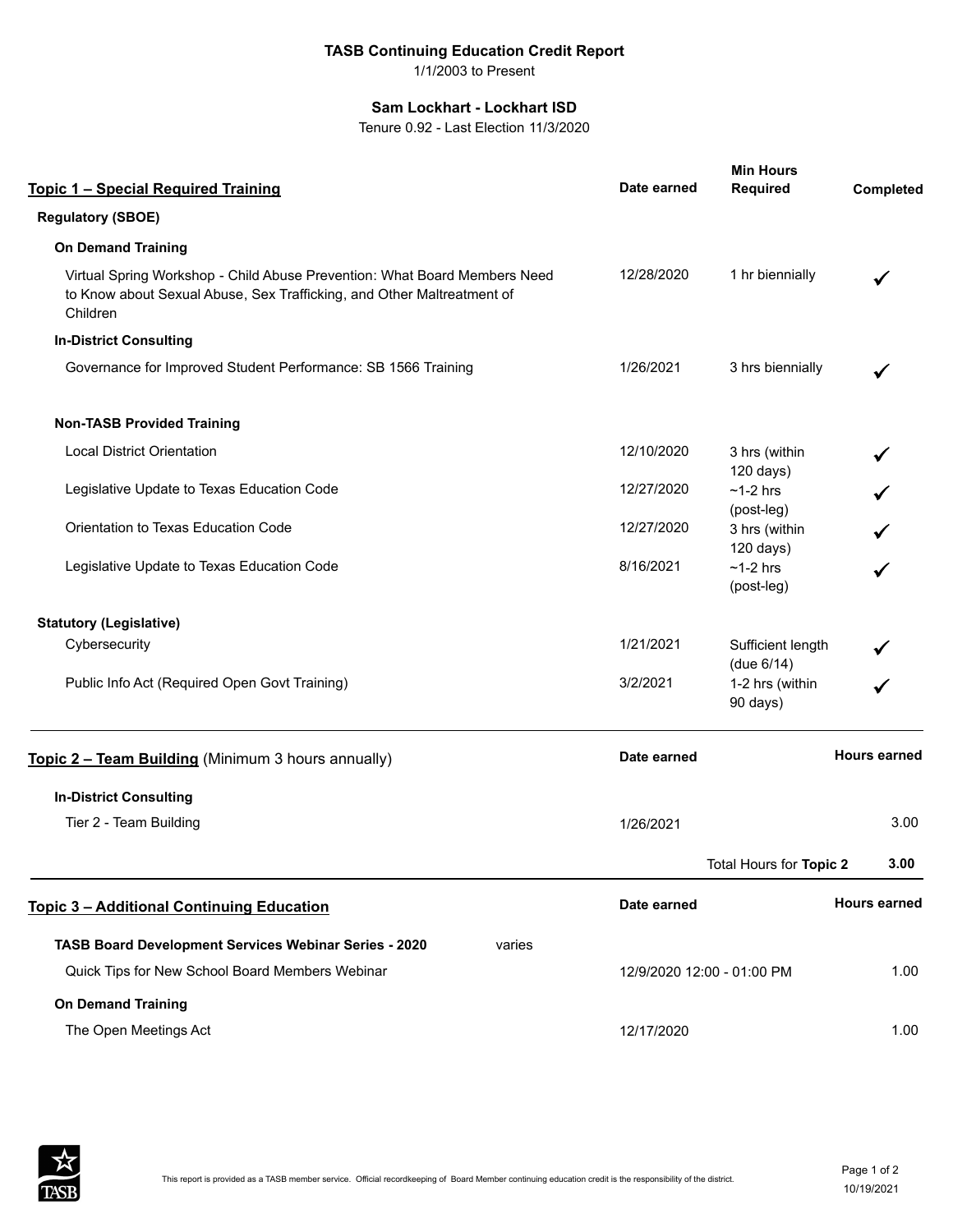# TASB Continuing Education Credit Report

1/1/2003 to Present

## Sam Lockhart - Lockhart ISD

Tenure 0.92 - Last Election 11/3/2020

### Topic 1 – Special Required Training

| | Date earned | Min Hours Required | Completed |
|---|---|---|---|
| **Regulatory (SBOE)** | | | |
| **On Demand Training** | | | |
| Virtual Spring Workshop - Child Abuse Prevention: What Board Members Need to Know about Sexual Abuse, Sex Trafficking, and Other Maltreatment of Children | 12/28/2020 | 1 hr biennially | ✓ |
| **In-District Consulting** | | | |
| Governance for Improved Student Performance: SB 1566 Training | 1/26/2021 | 3 hrs biennially | ✓ |
| **Non-TASB Provided Training** | | | |
| Local District Orientation | 12/10/2020 | 3 hrs (within 120 days) | ✓ |
| Legislative Update to Texas Education Code | 12/27/2020 | ~1-2 hrs (post-leg) | ✓ |
| Orientation to Texas Education Code | 12/27/2020 | 3 hrs (within 120 days) | ✓ |
| Legislative Update to Texas Education Code | 8/16/2021 | ~1-2 hrs (post-leg) | ✓ |
| **Statutory (Legislative)** | | | |
| Cybersecurity | 1/21/2021 | Sufficient length (due 6/14) | ✓ |
| Public Info Act (Required Open Govt Training) | 3/2/2021 | 1-2 hrs (within 90 days) | ✓ |

### Topic 2 – Team Building (Minimum 3 hours annually)

| | Date earned | Hours earned |
|---|---|---|
| **In-District Consulting** | | |
| Tier 2 - Team Building | 1/26/2021 | 3.00 |
| | Total Hours for **Topic 2** | **3.00** |

### Topic 3 – Additional Continuing Education

| | Date earned | Hours earned |
|---|---|---|
| **TASB Board Development Services Webinar Series - 2020** varies | | |
| Quick Tips for New School Board Members Webinar | 12/9/2020 12:00 - 01:00 PM | 1.00 |
| **On Demand Training** | | |
| The Open Meetings Act | 12/17/2020 | 1.00 |

This report is provided as a TASB member service. Official recordkeeping of Board Member continuing education credit is the responsibility of the district.

10/19/2021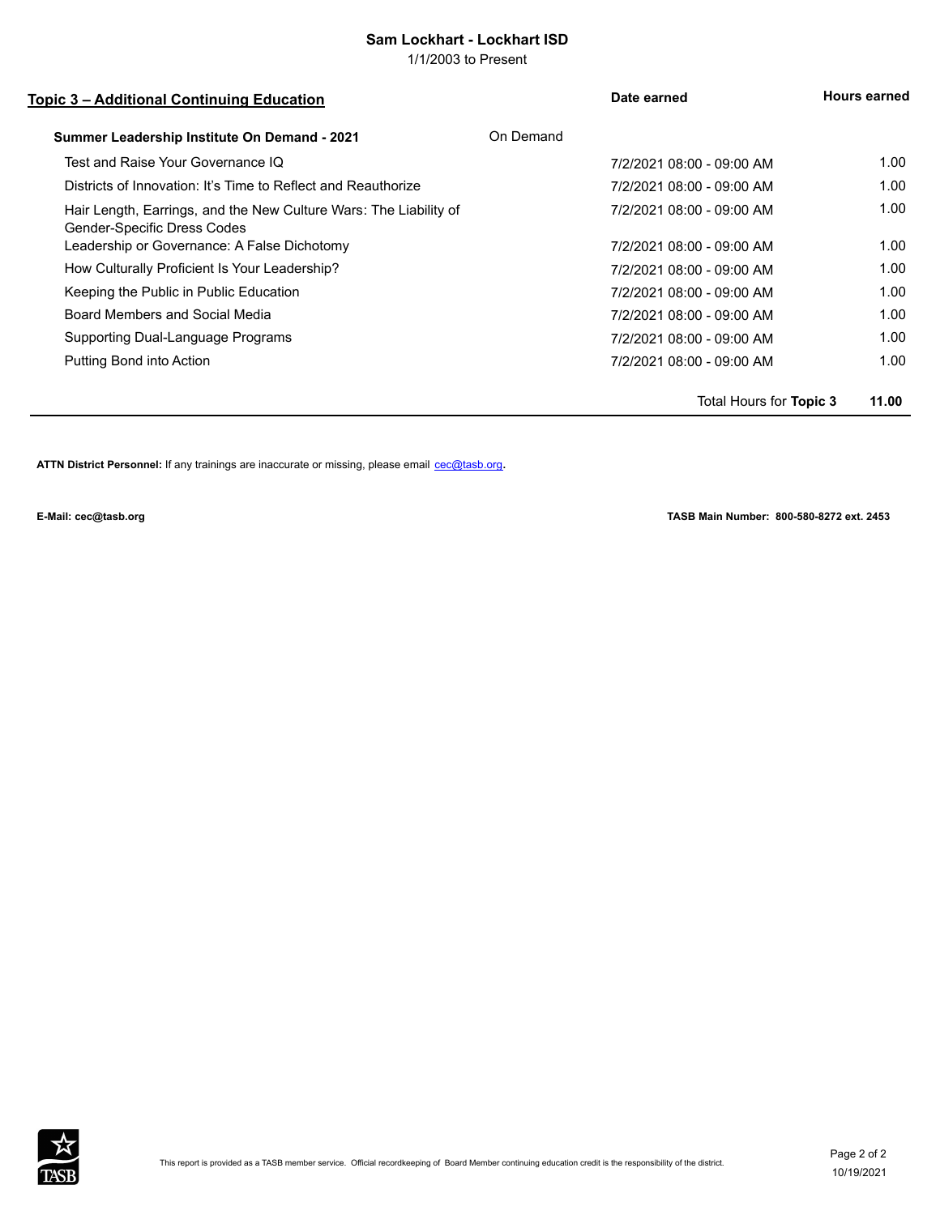**Sam Lockhart - Lockhart ISD**

1/1/2003 to Present

| Topic 3 – Additional Continuing Education | | Date earned | Hours earned |
|---|---|---|---|
| **Summer Leadership Institute On Demand - 2021** | On Demand | | |
| Test and Raise Your Governance IQ | | 7/2/2021 08:00 - 09:00 AM | 1.00 |
| Districts of Innovation: It's Time to Reflect and Reauthorize | | 7/2/2021 08:00 - 09:00 AM | 1.00 |
| Hair Length, Earrings, and the New Culture Wars: The Liability of Gender-Specific Dress Codes | | 7/2/2021 08:00 - 09:00 AM | 1.00 |
| Leadership or Governance: A False Dichotomy | | 7/2/2021 08:00 - 09:00 AM | 1.00 |
| How Culturally Proficient Is Your Leadership? | | 7/2/2021 08:00 - 09:00 AM | 1.00 |
| Keeping the Public in Public Education | | 7/2/2021 08:00 - 09:00 AM | 1.00 |
| Board Members and Social Media | | 7/2/2021 08:00 - 09:00 AM | 1.00 |
| Supporting Dual-Language Programs | | 7/2/2021 08:00 - 09:00 AM | 1.00 |
| Putting Bond into Action | | 7/2/2021 08:00 - 09:00 AM | 1.00 |
| | | Total Hours for **Topic 3** | **11.00** |

**ATTN District Personnel:** If any trainings are inaccurate or missing, please email cec@tasb.org.

**E-Mail: cec@tasb.org**

**TASB Main Number: 800-580-8272 ext. 2453**

This report is provided as a TASB member service. Official recordkeeping of Board Member continuing education credit is the responsibility of the district.

10/19/2021